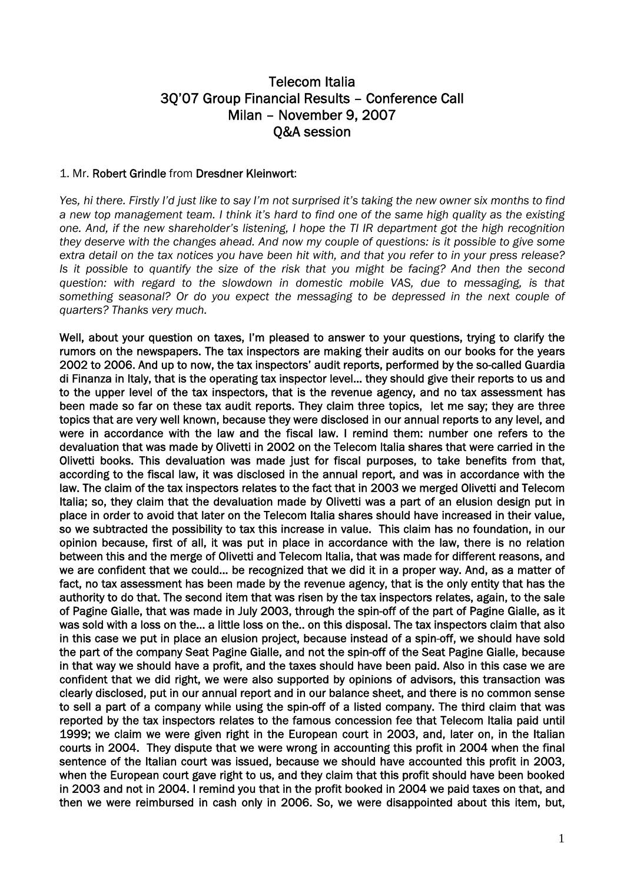# Telecom Italia
## 3Q'07 Group Financial Results – Conference Call
## Milan – November 9, 2007
## Q&A session

1. Mr. **Robert Grindle** from **Dresdner Kleinwort**:

*Yes, hi there. Firstly I'd just like to say I'm not surprised it's taking the new owner six months to find a new top management team. I think it's hard to find one of the same high quality as the existing one. And, if the new shareholder's listening, I hope the TI IR department got the high recognition they deserve with the changes ahead. And now my couple of questions: is it possible to give some extra detail on the tax notices you have been hit with, and that you refer to in your press release? Is it possible to quantify the size of the risk that you might be facing? And then the second question: with regard to the slowdown in domestic mobile VAS, due to messaging, is that something seasonal? Or do you expect the messaging to be depressed in the next couple of quarters? Thanks very much.*

**Well, about your question on taxes, I'm pleased to answer to your questions, trying to clarify the rumors on the newspapers. The tax inspectors are making their audits on our books for the years 2002 to 2006. And up to now, the tax inspectors' audit reports, performed by the so-called Guardia di Finanza in Italy, that is the operating tax inspector level… they should give their reports to us and to the upper level of the tax inspectors, that is the revenue agency, and no tax assessment has been made so far on these tax audit reports. They claim three topics, let me say; they are three topics that are very well known, because they were disclosed in our annual reports to any level, and were in accordance with the law and the fiscal law. I remind them: number one refers to the devaluation that was made by Olivetti in 2002 on the Telecom Italia shares that were carried in the Olivetti books. This devaluation was made just for fiscal purposes, to take benefits from that, according to the fiscal law, it was disclosed in the annual report, and was in accordance with the law. The claim of the tax inspectors relates to the fact that in 2003 we merged Olivetti and Telecom Italia; so, they claim that the devaluation made by Olivetti was a part of an elusion design put in place in order to avoid that later on the Telecom Italia shares should have increased in their value, so we subtracted the possibility to tax this increase in value. This claim has no foundation, in our opinion because, first of all, it was put in place in accordance with the law, there is no relation between this and the merge of Olivetti and Telecom Italia, that was made for different reasons, and we are confident that we could… be recognized that we did it in a proper way. And, as a matter of fact, no tax assessment has been made by the revenue agency, that is the only entity that has the authority to do that. The second item that was risen by the tax inspectors relates, again, to the sale of Pagine Gialle, that was made in July 2003, through the spin-off of the part of Pagine Gialle, as it was sold with a loss on the… a little loss on the.. on this disposal. The tax inspectors claim that also in this case we put in place an elusion project, because instead of a spin-off, we should have sold the part of the company Seat Pagine Gialle, and not the spin-off of the Seat Pagine Gialle, because in that way we should have a profit, and the taxes should have been paid. Also in this case we are confident that we did right, we were also supported by opinions of advisors, this transaction was clearly disclosed, put in our annual report and in our balance sheet, and there is no common sense to sell a part of a company while using the spin-off of a listed company. The third claim that was reported by the tax inspectors relates to the famous concession fee that Telecom Italia paid until 1999; we claim we were given right in the European court in 2003, and, later on, in the Italian courts in 2004. They dispute that we were wrong in accounting this profit in 2004 when the final sentence of the Italian court was issued, because we should have accounted this profit in 2003, when the European court gave right to us, and they claim that this profit should have been booked in 2003 and not in 2004. I remind you that in the profit booked in 2004 we paid taxes on that, and then we were reimbursed in cash only in 2006. So, we were disappointed about this item, but,**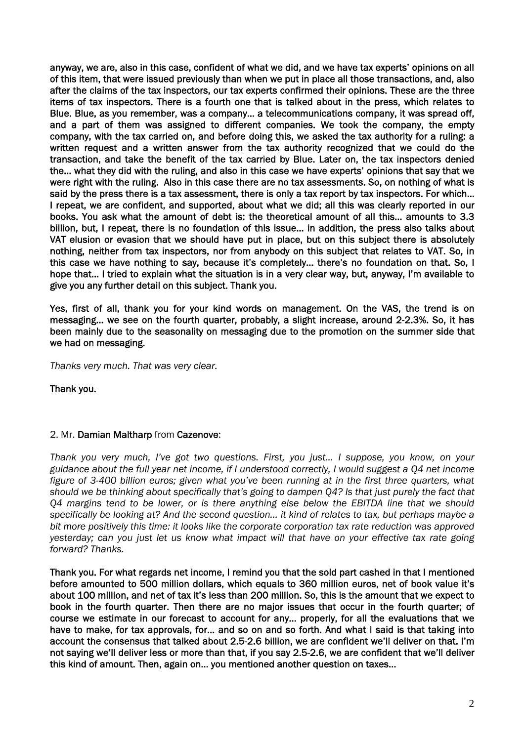**anyway, we are, also in this case, confident of what we did, and we have tax experts' opinions on all of this item, that were issued previously than when we put in place all those transactions, and, also after the claims of the tax inspectors, our tax experts confirmed their opinions. These are the three items of tax inspectors. There is a fourth one that is talked about in the press, which relates to Blue. Blue, as you remember, was a company… a telecommunications company, it was spread off, and a part of them was assigned to different companies. We took the company, the empty company, with the tax carried on, and before doing this, we asked the tax authority for a ruling: a written request and a written answer from the tax authority recognized that we could do the transaction, and take the benefit of the tax carried by Blue. Later on, the tax inspectors denied the… what they did with the ruling, and also in this case we have experts' opinions that say that we were right with the ruling. Also in this case there are no tax assessments. So, on nothing of what is said by the press there is a tax assessment, there is only a tax report by tax inspectors. For which… I repeat, we are confident, and supported, about what we did; all this was clearly reported in our books. You ask what the amount of debt is: the theoretical amount of all this… amounts to 3.3 billion, but, I repeat, there is no foundation of this issue… in addition, the press also talks about VAT elusion or evasion that we should have put in place, but on this subject there is absolutely nothing, neither from tax inspectors, nor from anybody on this subject that relates to VAT. So, in this case we have nothing to say, because it's completely… there's no foundation on that. So, I hope that… I tried to explain what the situation is in a very clear way, but, anyway, I'm available to give you any further detail on this subject. Thank you.**

**Yes, first of all, thank you for your kind words on management. On the VAS, the trend is on messaging… we see on the fourth quarter, probably, a slight increase, around 2-2.3%. So, it has been mainly due to the seasonality on messaging due to the promotion on the summer side that we had on messaging.**

*Thanks very much. That was very clear.*

**Thank you.**

2. Mr. **Damian Maltharp** from **Cazenove**:

*Thank you very much, I've got two questions. First, you just… I suppose, you know, on your guidance about the full year net income, if I understood correctly, I would suggest a Q4 net income figure of 3-400 billion euros; given what you've been running at in the first three quarters, what should we be thinking about specifically that's going to dampen Q4? Is that just purely the fact that Q4 margins tend to be lower, or is there anything else below the EBITDA line that we should specifically be looking at? And the second question… it kind of relates to tax, but perhaps maybe a bit more positively this time: it looks like the corporate corporation tax rate reduction was approved yesterday; can you just let us know what impact will that have on your effective tax rate going forward? Thanks.*

**Thank you. For what regards net income, I remind you that the sold part cashed in that I mentioned before amounted to 500 million dollars, which equals to 360 million euros, net of book value it's about 100 million, and net of tax it's less than 200 million. So, this is the amount that we expect to book in the fourth quarter. Then there are no major issues that occur in the fourth quarter; of course we estimate in our forecast to account for any… properly, for all the evaluations that we have to make, for tax approvals, for… and so on and so forth. And what I said is that taking into account the consensus that talked about 2.5-2.6 billion, we are confident we'll deliver on that. I'm not saying we'll deliver less or more than that, if you say 2.5-2.6, we are confident that we'll deliver this kind of amount. Then, again on… you mentioned another question on taxes…**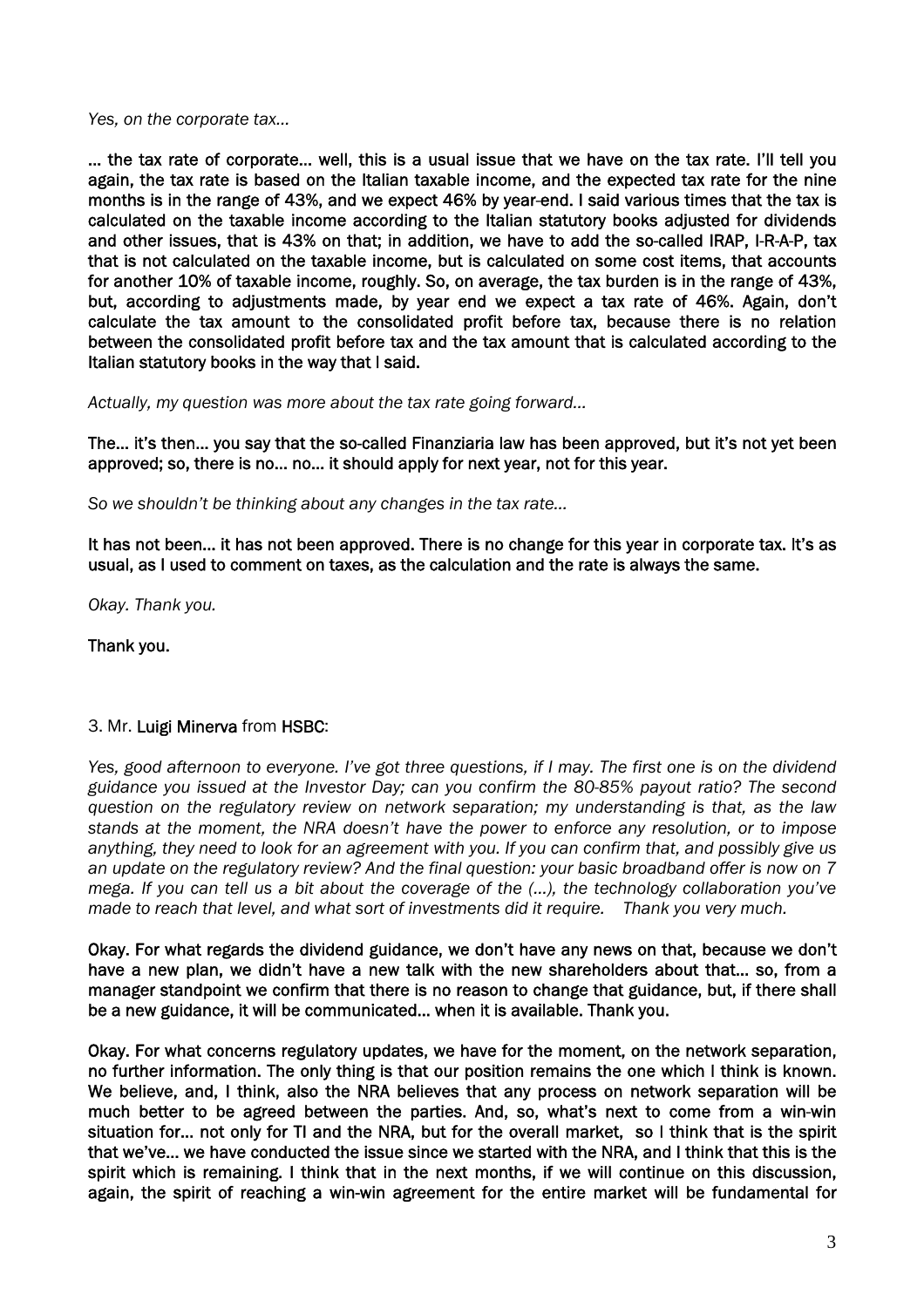*Yes, on the corporate tax…*

**… the tax rate of corporate… well, this is a usual issue that we have on the tax rate. I'll tell you again, the tax rate is based on the Italian taxable income, and the expected tax rate for the nine months is in the range of 43%, and we expect 46% by year-end. I said various times that the tax is calculated on the taxable income according to the Italian statutory books adjusted for dividends and other issues, that is 43% on that; in addition, we have to add the so-called IRAP, I-R-A-P, tax that is not calculated on the taxable income, but is calculated on some cost items, that accounts for another 10% of taxable income, roughly. So, on average, the tax burden is in the range of 43%, but, according to adjustments made, by year end we expect a tax rate of 46%. Again, don't calculate the tax amount to the consolidated profit before tax, because there is no relation between the consolidated profit before tax and the tax amount that is calculated according to the Italian statutory books in the way that I said.**

*Actually, my question was more about the tax rate going forward…*

**The… it's then… you say that the so-called Finanziaria law has been approved, but it's not yet been approved; so, there is no… no… it should apply for next year, not for this year.**

*So we shouldn't be thinking about any changes in the tax rate…*

**It has not been… it has not been approved. There is no change for this year in corporate tax. It's as usual, as I used to comment on taxes, as the calculation and the rate is always the same.**

*Okay. Thank you.*

**Thank you.**

3. Mr. **Luigi Minerva** from **HSBC**:

*Yes, good afternoon to everyone. I've got three questions, if I may. The first one is on the dividend guidance you issued at the Investor Day; can you confirm the 80-85% payout ratio? The second question on the regulatory review on network separation; my understanding is that, as the law stands at the moment, the NRA doesn't have the power to enforce any resolution, or to impose anything, they need to look for an agreement with you. If you can confirm that, and possibly give us an update on the regulatory review? And the final question: your basic broadband offer is now on 7 mega. If you can tell us a bit about the coverage of the (…), the technology collaboration you've made to reach that level, and what sort of investments did it require. Thank you very much.*

**Okay. For what regards the dividend guidance, we don't have any news on that, because we don't have a new plan, we didn't have a new talk with the new shareholders about that… so, from a manager standpoint we confirm that there is no reason to change that guidance, but, if there shall be a new guidance, it will be communicated… when it is available. Thank you.**

**Okay. For what concerns regulatory updates, we have for the moment, on the network separation, no further information. The only thing is that our position remains the one which I think is known. We believe, and, I think, also the NRA believes that any process on network separation will be much better to be agreed between the parties. And, so, what's next to come from a win-win situation for… not only for TI and the NRA, but for the overall market, so I think that is the spirit that we've… we have conducted the issue since we started with the NRA, and I think that this is the spirit which is remaining. I think that in the next months, if we will continue on this discussion, again, the spirit of reaching a win-win agreement for the entire market will be fundamental for**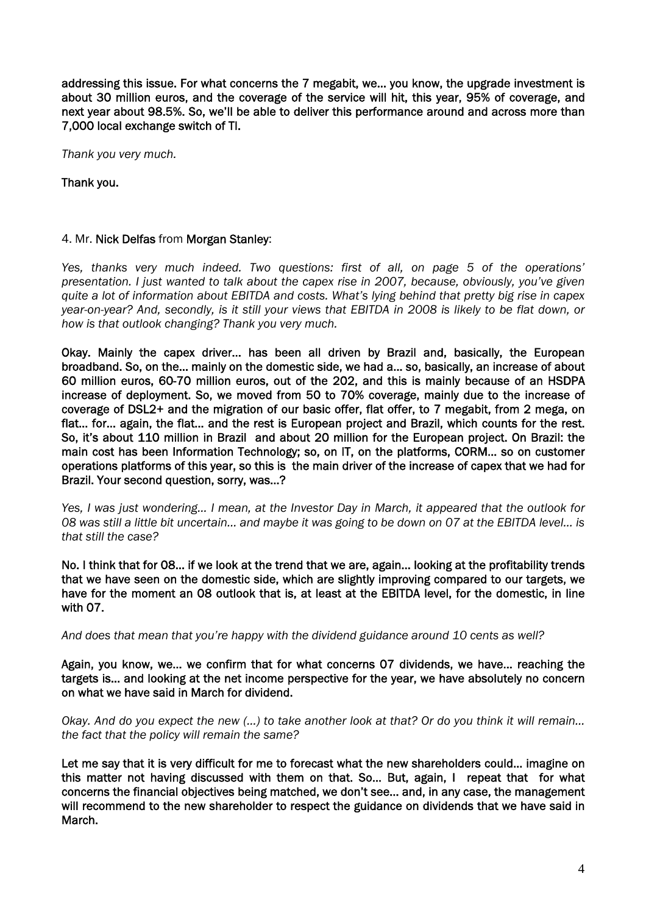**addressing this issue. For what concerns the 7 megabit, we... you know, the upgrade investment is about 30 million euros, and the coverage of the service will hit, this year, 95% of coverage, and next year about 98.5%. So, we'll be able to deliver this performance around and across more than 7,000 local exchange switch of TI.**

*Thank you very much.*

**Thank you.**

4. Mr. **Nick Delfas** from **Morgan Stanley**:

*Yes, thanks very much indeed. Two questions: first of all, on page 5 of the operations' presentation. I just wanted to talk about the capex rise in 2007, because, obviously, you've given quite a lot of information about EBITDA and costs. What's lying behind that pretty big rise in capex year-on-year? And, secondly, is it still your views that EBITDA in 2008 is likely to be flat down, or how is that outlook changing? Thank you very much.*

**Okay. Mainly the capex driver... has been all driven by Brazil and, basically, the European broadband. So, on the... mainly on the domestic side, we had a... so, basically, an increase of about 60 million euros, 60-70 million euros, out of the 202, and this is mainly because of an HSDPA increase of deployment. So, we moved from 50 to 70% coverage, mainly due to the increase of coverage of DSL2+ and the migration of our basic offer, flat offer, to 7 megabit, from 2 mega, on flat... for... again, the flat... and the rest is European project and Brazil, which counts for the rest. So, it's about 110 million in Brazil and about 20 million for the European project. On Brazil: the main cost has been Information Technology; so, on IT, on the platforms, CORM... so on customer operations platforms of this year, so this is the main driver of the increase of capex that we had for Brazil. Your second question, sorry, was...?**

*Yes, I was just wondering... I mean, at the Investor Day in March, it appeared that the outlook for 08 was still a little bit uncertain... and maybe it was going to be down on 07 at the EBITDA level... is that still the case?*

**No. I think that for 08... if we look at the trend that we are, again... looking at the profitability trends that we have seen on the domestic side, which are slightly improving compared to our targets, we have for the moment an 08 outlook that is, at least at the EBITDA level, for the domestic, in line with 07.**

*And does that mean that you're happy with the dividend guidance around 10 cents as well?*

**Again, you know, we... we confirm that for what concerns 07 dividends, we have... reaching the targets is... and looking at the net income perspective for the year, we have absolutely no concern on what we have said in March for dividend.**

*Okay. And do you expect the new (...) to take another look at that? Or do you think it will remain... the fact that the policy will remain the same?*

**Let me say that it is very difficult for me to forecast what the new shareholders could... imagine on this matter not having discussed with them on that. So... But, again, I repeat that for what concerns the financial objectives being matched, we don't see... and, in any case, the management will recommend to the new shareholder to respect the guidance on dividends that we have said in March.**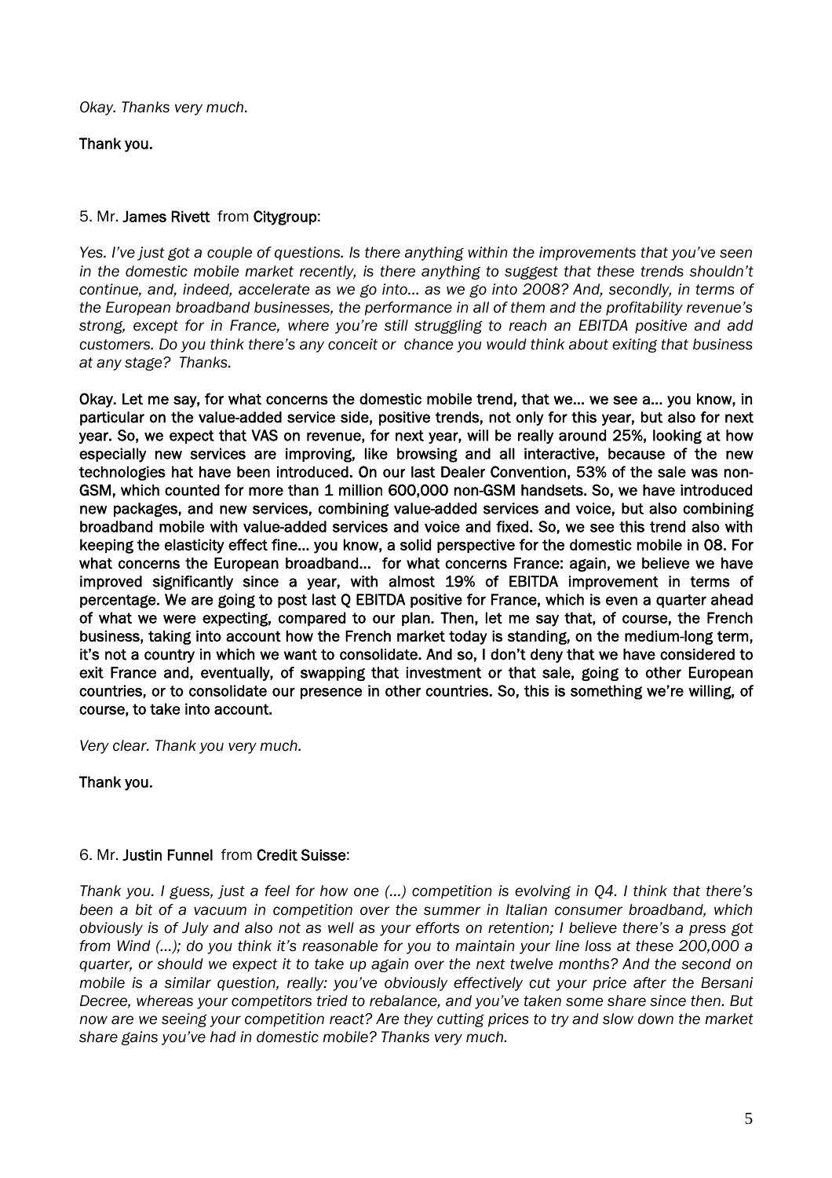*Okay. Thanks very much.*

**Thank you.**

5. Mr. **James Rivett** from **Citygroup**:

*Yes. I've just got a couple of questions. Is there anything within the improvements that you've seen in the domestic mobile market recently, is there anything to suggest that these trends shouldn't continue, and, indeed, accelerate as we go into… as we go into 2008? And, secondly, in terms of the European broadband businesses, the performance in all of them and the profitability revenue's strong, except for in France, where you're still struggling to reach an EBITDA positive and add customers. Do you think there's any conceit or chance you would think about exiting that business at any stage? Thanks.*

**Okay. Let me say, for what concerns the domestic mobile trend, that we… we see a… you know, in particular on the value-added service side, positive trends, not only for this year, but also for next year. So, we expect that VAS on revenue, for next year, will be really around 25%, looking at how especially new services are improving, like browsing and all interactive, because of the new technologies hat have been introduced. On our last Dealer Convention, 53% of the sale was non-GSM, which counted for more than 1 million 600,000 non-GSM handsets. So, we have introduced new packages, and new services, combining value-added services and voice, but also combining broadband mobile with value-added services and voice and fixed. So, we see this trend also with keeping the elasticity effect fine… you know, a solid perspective for the domestic mobile in 08. For what concerns the European broadband… for what concerns France: again, we believe we have improved significantly since a year, with almost 19% of EBITDA improvement in terms of percentage. We are going to post last Q EBITDA positive for France, which is even a quarter ahead of what we were expecting, compared to our plan. Then, let me say that, of course, the French business, taking into account how the French market today is standing, on the medium-long term, it's not a country in which we want to consolidate. And so, I don't deny that we have considered to exit France and, eventually, of swapping that investment or that sale, going to other European countries, or to consolidate our presence in other countries. So, this is something we're willing, of course, to take into account.**

*Very clear. Thank you very much.*

**Thank you.**

6. Mr. **Justin Funnel** from **Credit Suisse**:

*Thank you. I guess, just a feel for how one (…) competition is evolving in Q4. I think that there's been a bit of a vacuum in competition over the summer in Italian consumer broadband, which obviously is of July and also not as well as your efforts on retention; I believe there's a press got from Wind (…); do you think it's reasonable for you to maintain your line loss at these 200,000 a quarter, or should we expect it to take up again over the next twelve months? And the second on mobile is a similar question, really: you've obviously effectively cut your price after the Bersani Decree, whereas your competitors tried to rebalance, and you've taken some share since then. But now are we seeing your competition react? Are they cutting prices to try and slow down the market share gains you've had in domestic mobile? Thanks very much.*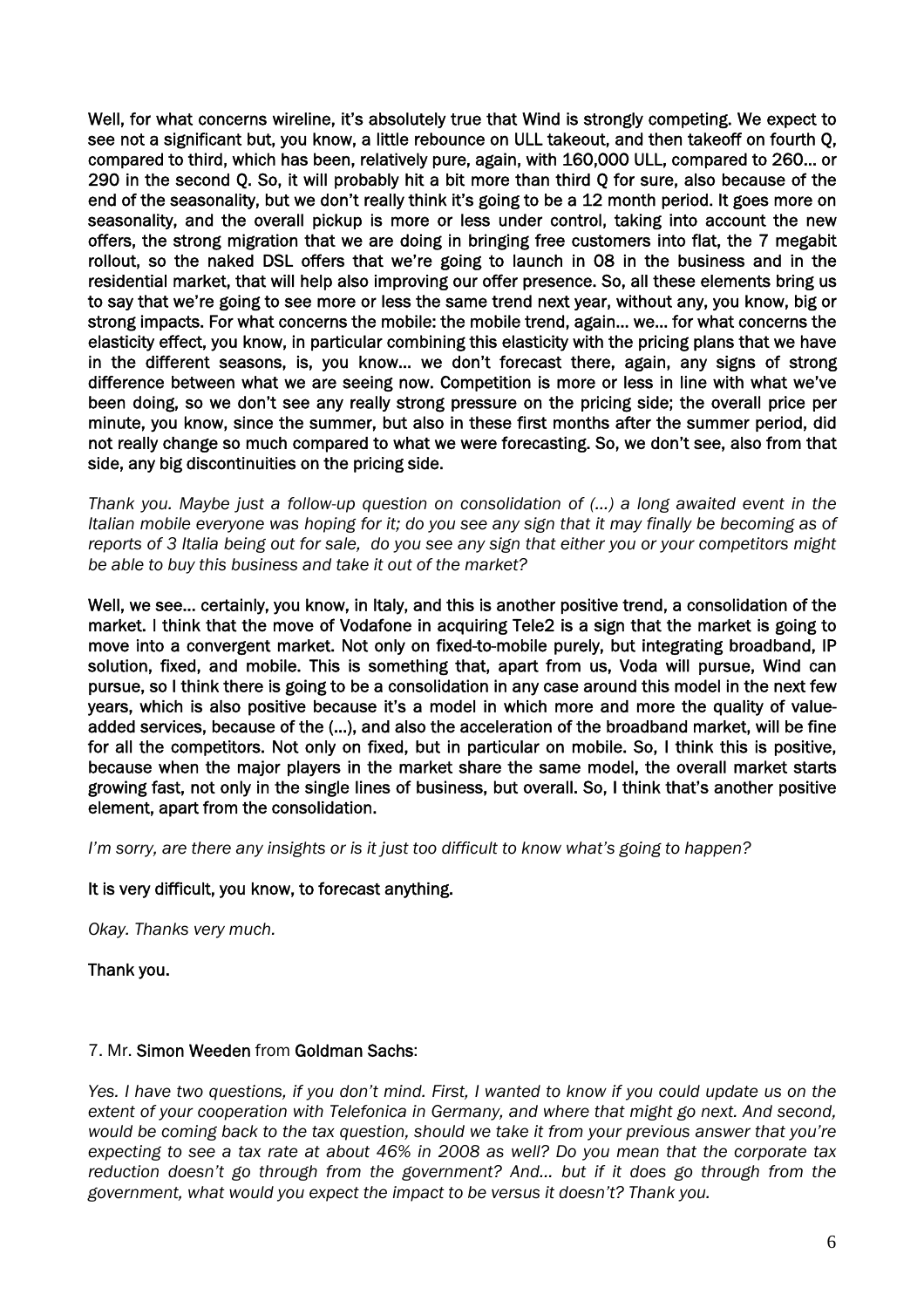**Well, for what concerns wireline, it's absolutely true that Wind is strongly competing. We expect to see not a significant but, you know, a little rebounce on ULL takeout, and then takeoff on fourth Q, compared to third, which has been, relatively pure, again, with 160,000 ULL, compared to 260… or 290 in the second Q. So, it will probably hit a bit more than third Q for sure, also because of the end of the seasonality, but we don't really think it's going to be a 12 month period. It goes more on seasonality, and the overall pickup is more or less under control, taking into account the new offers, the strong migration that we are doing in bringing free customers into flat, the 7 megabit rollout, so the naked DSL offers that we're going to launch in 08 in the business and in the residential market, that will help also improving our offer presence. So, all these elements bring us to say that we're going to see more or less the same trend next year, without any, you know, big or strong impacts. For what concerns the mobile: the mobile trend, again… we… for what concerns the elasticity effect, you know, in particular combining this elasticity with the pricing plans that we have in the different seasons, is, you know… we don't forecast there, again, any signs of strong difference between what we are seeing now. Competition is more or less in line with what we've been doing, so we don't see any really strong pressure on the pricing side; the overall price per minute, you know, since the summer, but also in these first months after the summer period, did not really change so much compared to what we were forecasting. So, we don't see, also from that side, any big discontinuities on the pricing side.**

*Thank you. Maybe just a follow-up question on consolidation of (…) a long awaited event in the Italian mobile everyone was hoping for it; do you see any sign that it may finally be becoming as of reports of 3 Italia being out for sale, do you see any sign that either you or your competitors might be able to buy this business and take it out of the market?*

**Well, we see… certainly, you know, in Italy, and this is another positive trend, a consolidation of the market. I think that the move of Vodafone in acquiring Tele2 is a sign that the market is going to move into a convergent market. Not only on fixed-to-mobile purely, but integrating broadband, IP solution, fixed, and mobile. This is something that, apart from us, Voda will pursue, Wind can pursue, so I think there is going to be a consolidation in any case around this model in the next few years, which is also positive because it's a model in which more and more the quality of value-added services, because of the (…), and also the acceleration of the broadband market, will be fine for all the competitors. Not only on fixed, but in particular on mobile. So, I think this is positive, because when the major players in the market share the same model, the overall market starts growing fast, not only in the single lines of business, but overall. So, I think that's another positive element, apart from the consolidation.**

*I'm sorry, are there any insights or is it just too difficult to know what's going to happen?*

**It is very difficult, you know, to forecast anything.**

*Okay. Thanks very much.*

**Thank you.**

7. Mr. **Simon Weeden** from **Goldman Sachs**:

*Yes. I have two questions, if you don't mind. First, I wanted to know if you could update us on the extent of your cooperation with Telefonica in Germany, and where that might go next. And second, would be coming back to the tax question, should we take it from your previous answer that you're expecting to see a tax rate at about 46% in 2008 as well? Do you mean that the corporate tax reduction doesn't go through from the government? And… but if it does go through from the government, what would you expect the impact to be versus it doesn't? Thank you.*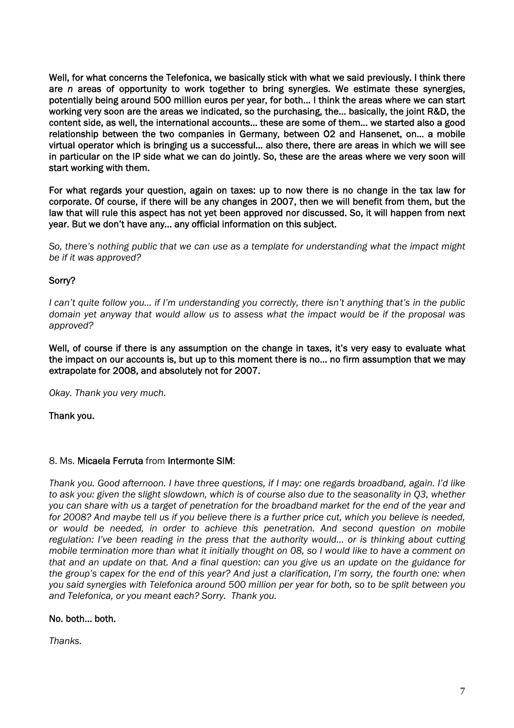**Well, for what concerns the Telefonica, we basically stick with what we said previously. I think there are *n* areas of opportunity to work together to bring synergies. We estimate these synergies, potentially being around 500 million euros per year, for both… I think the areas where we can start working very soon are the areas we indicated, so the purchasing, the… basically, the joint R&D, the content side, as well, the international accounts… these are some of them… we started also a good relationship between the two companies in Germany, between O2 and Hansenet, on… a mobile virtual operator which is bringing us a successful… also there, there are areas in which we will see in particular on the IP side what we can do jointly. So, these are the areas where we very soon will start working with them.**

**For what regards your question, again on taxes: up to now there is no change in the tax law for corporate. Of course, if there will be any changes in 2007, then we will benefit from them, but the law that will rule this aspect has not yet been approved nor discussed. So, it will happen from next year. But we don't have any… any official information on this subject.**

*So, there's nothing public that we can use as a template for understanding what the impact might be if it was approved?*

**Sorry?**

*I can't quite follow you… if I'm understanding you correctly, there isn't anything that's in the public domain yet anyway that would allow us to assess what the impact would be if the proposal was approved?*

**Well, of course if there is any assumption on the change in taxes, it's very easy to evaluate what the impact on our accounts is, but up to this moment there is no… no firm assumption that we may extrapolate for 2008, and absolutely not for 2007.**

*Okay. Thank you very much.*

**Thank you.**

8. Ms. **Micaela Ferruta** from **Intermonte SIM**:

*Thank you. Good afternoon. I have three questions, if I may: one regards broadband, again. I'd like to ask you: given the slight slowdown, which is of course also due to the seasonality in Q3, whether you can share with us a target of penetration for the broadband market for the end of the year and for 2008? And maybe tell us if you believe there is a further price cut, which you believe is needed, or would be needed, in order to achieve this penetration. And second question on mobile regulation: I've been reading in the press that the authority would… or is thinking about cutting mobile termination more than what it initially thought on 08, so I would like to have a comment on that and an update on that. And a final question: can you give us an update on the guidance for the group's capex for the end of this year? And just a clarification, I'm sorry, the fourth one: when you said synergies with Telefonica around 500 million per year for both, so to be split between you and Telefonica, or you meant each? Sorry. Thank you.*

**No. both… both.**

*Thanks.*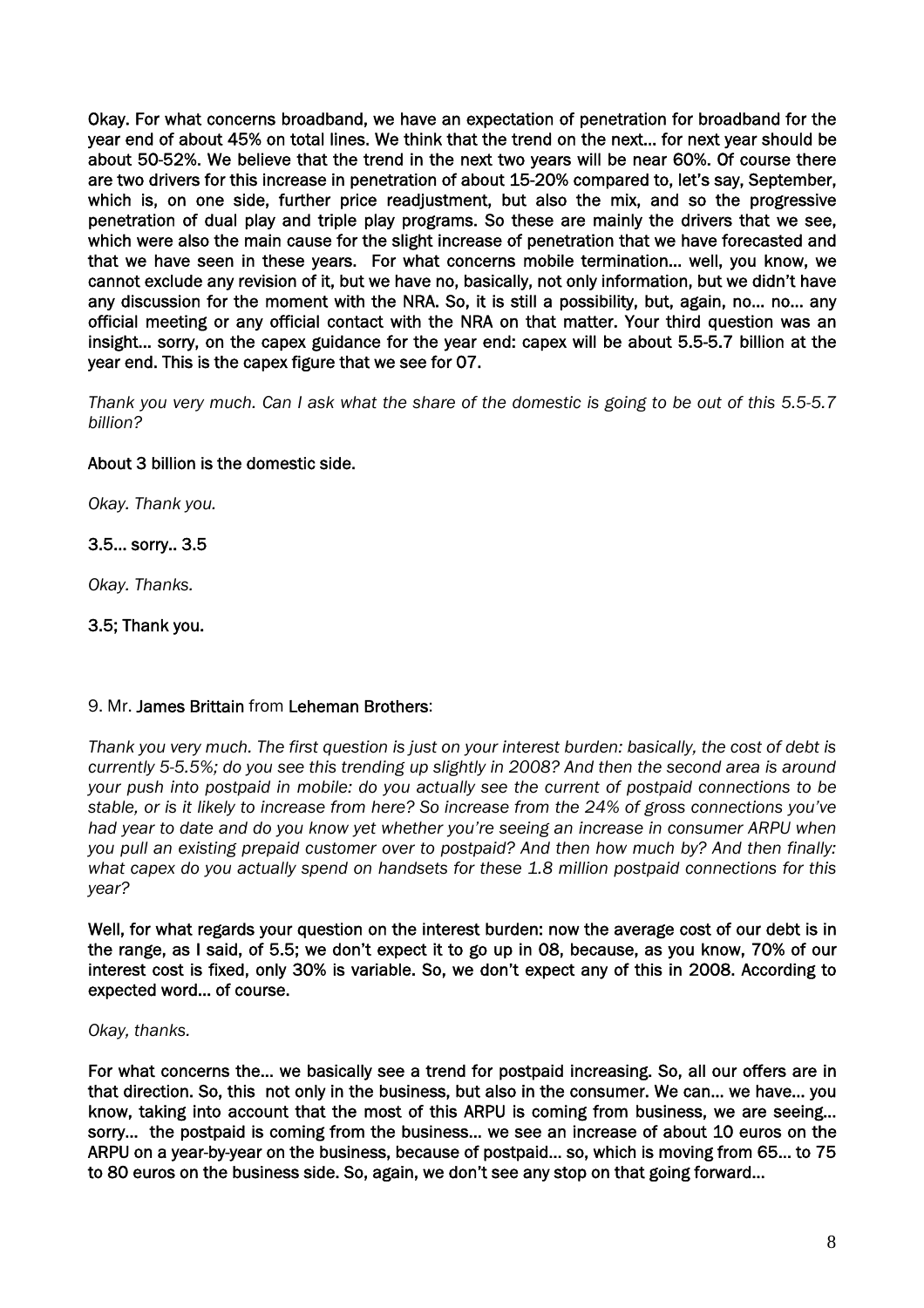**Okay. For what concerns broadband, we have an expectation of penetration for broadband for the year end of about 45% on total lines. We think that the trend on the next… for next year should be about 50-52%. We believe that the trend in the next two years will be near 60%. Of course there are two drivers for this increase in penetration of about 15-20% compared to, let's say, September, which is, on one side, further price readjustment, but also the mix, and so the progressive penetration of dual play and triple play programs. So these are mainly the drivers that we see, which were also the main cause for the slight increase of penetration that we have forecasted and that we have seen in these years. For what concerns mobile termination… well, you know, we cannot exclude any revision of it, but we have no, basically, not only information, but we didn't have any discussion for the moment with the NRA. So, it is still a possibility, but, again, no… no… any official meeting or any official contact with the NRA on that matter. Your third question was an insight… sorry, on the capex guidance for the year end: capex will be about 5.5-5.7 billion at the year end. This is the capex figure that we see for 07.**

*Thank you very much. Can I ask what the share of the domestic is going to be out of this 5.5-5.7 billion?*

**About 3 billion is the domestic side.**

*Okay. Thank you.*

**3.5… sorry.. 3.5**

*Okay. Thanks.*

**3.5; Thank you.**

9. Mr. **James Brittain** from **Leheman Brothers**:

*Thank you very much. The first question is just on your interest burden: basically, the cost of debt is currently 5-5.5%; do you see this trending up slightly in 2008? And then the second area is around your push into postpaid in mobile: do you actually see the current of postpaid connections to be stable, or is it likely to increase from here? So increase from the 24% of gross connections you've had year to date and do you know yet whether you're seeing an increase in consumer ARPU when you pull an existing prepaid customer over to postpaid? And then how much by? And then finally: what capex do you actually spend on handsets for these 1.8 million postpaid connections for this year?*

**Well, for what regards your question on the interest burden: now the average cost of our debt is in the range, as I said, of 5.5; we don't expect it to go up in 08, because, as you know, 70% of our interest cost is fixed, only 30% is variable. So, we don't expect any of this in 2008. According to expected word… of course.**

*Okay, thanks.*

**For what concerns the… we basically see a trend for postpaid increasing. So, all our offers are in that direction. So, this not only in the business, but also in the consumer. We can… we have… you know, taking into account that the most of this ARPU is coming from business, we are seeing… sorry… the postpaid is coming from the business… we see an increase of about 10 euros on the ARPU on a year-by-year on the business, because of postpaid… so, which is moving from 65… to 75 to 80 euros on the business side. So, again, we don't see any stop on that going forward…**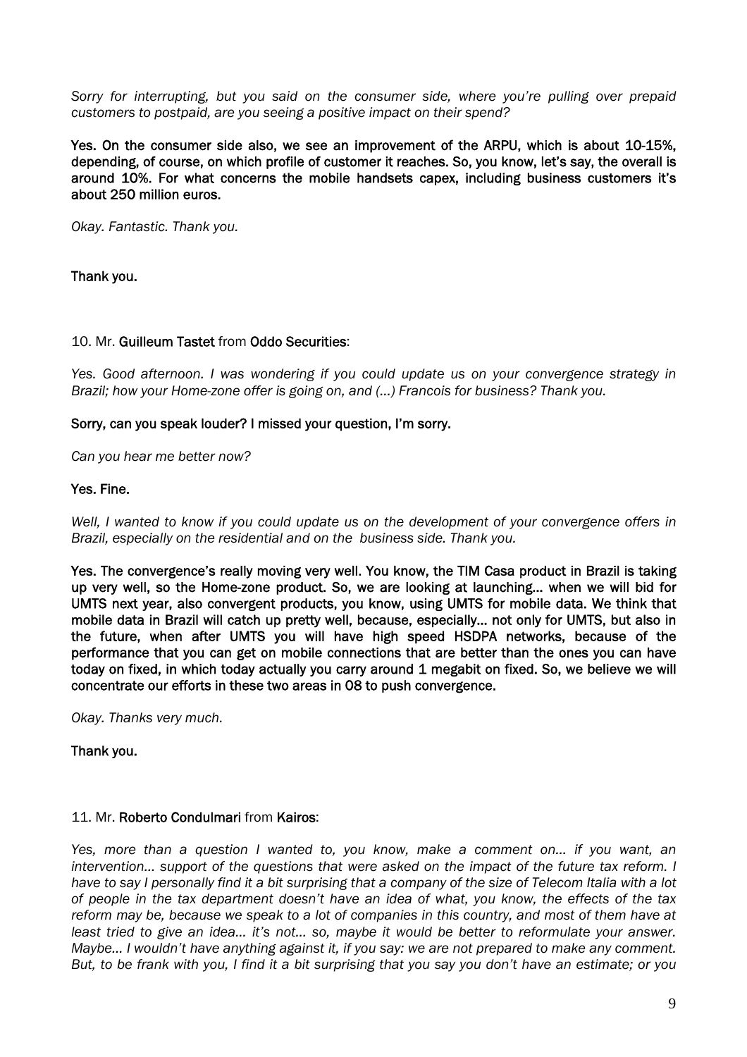*Sorry for interrupting, but you said on the consumer side, where you're pulling over prepaid customers to postpaid, are you seeing a positive impact on their spend?*

**Yes. On the consumer side also, we see an improvement of the ARPU, which is about 10-15%, depending, of course, on which profile of customer it reaches. So, you know, let's say, the overall is around 10%. For what concerns the mobile handsets capex, including business customers it's about 250 million euros.**

*Okay. Fantastic. Thank you.*

**Thank you.**

10. Mr. **Guilleum Tastet** from **Oddo Securities**:

*Yes. Good afternoon. I was wondering if you could update us on your convergence strategy in Brazil; how your Home-zone offer is going on, and (...) Francois for business? Thank you.*

**Sorry, can you speak louder? I missed your question, I'm sorry.**

*Can you hear me better now?*

**Yes. Fine.**

*Well, I wanted to know if you could update us on the development of your convergence offers in Brazil, especially on the residential and on the business side. Thank you.*

**Yes. The convergence's really moving very well. You know, the TIM Casa product in Brazil is taking up very well, so the Home-zone product. So, we are looking at launching... when we will bid for UMTS next year, also convergent products, you know, using UMTS for mobile data. We think that mobile data in Brazil will catch up pretty well, because, especially... not only for UMTS, but also in the future, when after UMTS you will have high speed HSDPA networks, because of the performance that you can get on mobile connections that are better than the ones you can have today on fixed, in which today actually you carry around 1 megabit on fixed. So, we believe we will concentrate our efforts in these two areas in 08 to push convergence.**

*Okay. Thanks very much.*

**Thank you.**

11. Mr. **Roberto Condulmari** from **Kairos**:

*Yes, more than a question I wanted to, you know, make a comment on... if you want, an intervention... support of the questions that were asked on the impact of the future tax reform. I have to say I personally find it a bit surprising that a company of the size of Telecom Italia with a lot of people in the tax department doesn't have an idea of what, you know, the effects of the tax reform may be, because we speak to a lot of companies in this country, and most of them have at least tried to give an idea... it's not... so, maybe it would be better to reformulate your answer. Maybe... I wouldn't have anything against it, if you say: we are not prepared to make any comment. But, to be frank with you, I find it a bit surprising that you say you don't have an estimate; or you*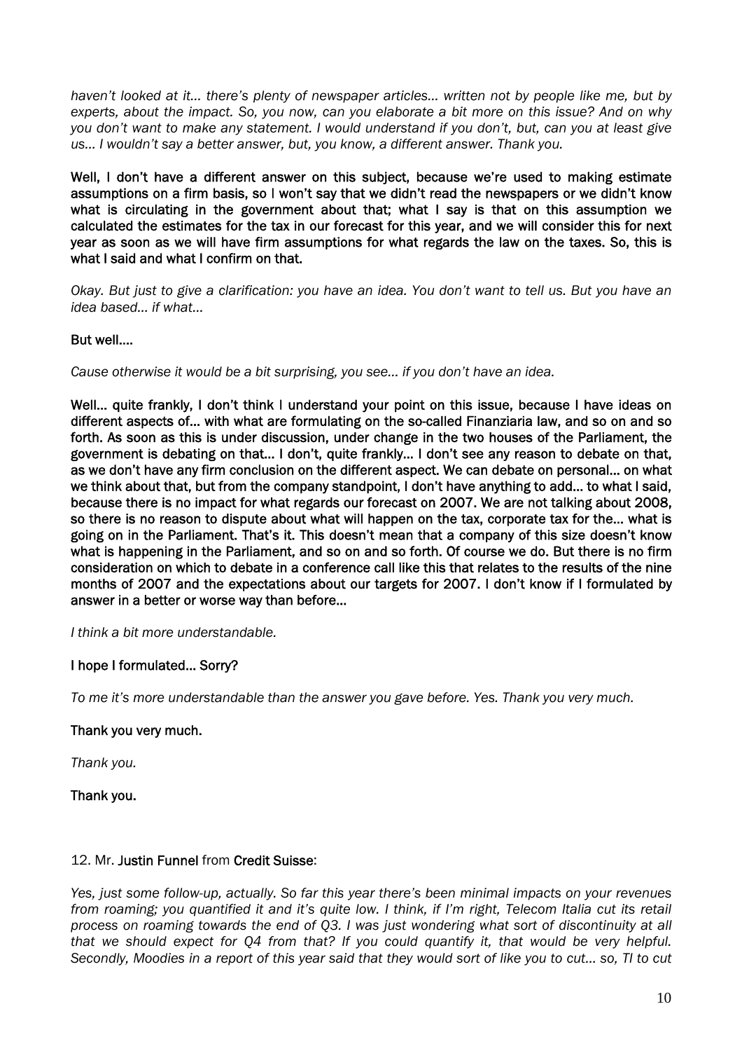*haven't looked at it… there's plenty of newspaper articles… written not by people like me, but by experts, about the impact. So, you now, can you elaborate a bit more on this issue? And on why you don't want to make any statement. I would understand if you don't, but, can you at least give us… I wouldn't say a better answer, but, you know, a different answer. Thank you.*

**Well, I don't have a different answer on this subject, because we're used to making estimate assumptions on a firm basis, so I won't say that we didn't read the newspapers or we didn't know what is circulating in the government about that; what I say is that on this assumption we calculated the estimates for the tax in our forecast for this year, and we will consider this for next year as soon as we will have firm assumptions for what regards the law on the taxes. So, this is what I said and what I confirm on that.**

*Okay. But just to give a clarification: you have an idea. You don't want to tell us. But you have an idea based… if what…*

**But well….**

*Cause otherwise it would be a bit surprising, you see… if you don't have an idea.*

**Well… quite frankly, I don't think I understand your point on this issue, because I have ideas on different aspects of… with what are formulating on the so-called Finanziaria law, and so on and so forth. As soon as this is under discussion, under change in the two houses of the Parliament, the government is debating on that… I don't, quite frankly… I don't see any reason to debate on that, as we don't have any firm conclusion on the different aspect. We can debate on personal… on what we think about that, but from the company standpoint, I don't have anything to add… to what I said, because there is no impact for what regards our forecast on 2007. We are not talking about 2008, so there is no reason to dispute about what will happen on the tax, corporate tax for the… what is going on in the Parliament. That's it. This doesn't mean that a company of this size doesn't know what is happening in the Parliament, and so on and so forth. Of course we do. But there is no firm consideration on which to debate in a conference call like this that relates to the results of the nine months of 2007 and the expectations about our targets for 2007. I don't know if I formulated by answer in a better or worse way than before…**

*I think a bit more understandable.*

**I hope I formulated… Sorry?**

*To me it's more understandable than the answer you gave before. Yes. Thank you very much.*

**Thank you very much.**

*Thank you.*

**Thank you.**

12. Mr. **Justin Funnel** from **Credit Suisse**:

*Yes, just some follow-up, actually. So far this year there's been minimal impacts on your revenues from roaming; you quantified it and it's quite low. I think, if I'm right, Telecom Italia cut its retail process on roaming towards the end of Q3. I was just wondering what sort of discontinuity at all that we should expect for Q4 from that? If you could quantify it, that would be very helpful. Secondly, Moodies in a report of this year said that they would sort of like you to cut… so, TI to cut*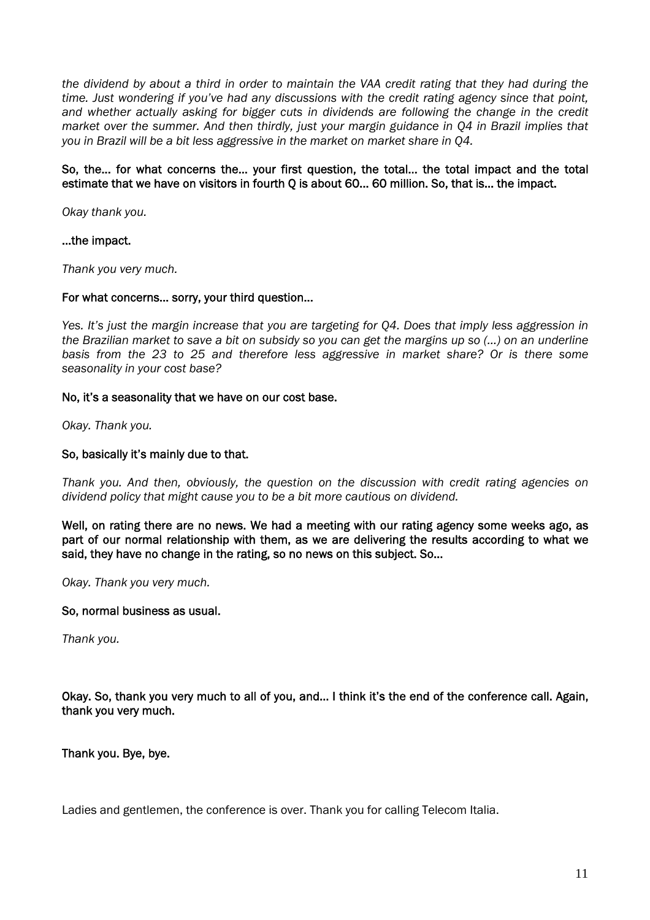*the dividend by about a third in order to maintain the VAA credit rating that they had during the time. Just wondering if you've had any discussions with the credit rating agency since that point, and whether actually asking for bigger cuts in dividends are following the change in the credit market over the summer. And then thirdly, just your margin guidance in Q4 in Brazil implies that you in Brazil will be a bit less aggressive in the market on market share in Q4.*

**So, the… for what concerns the… your first question, the total… the total impact and the total estimate that we have on visitors in fourth Q is about 60… 60 million. So, that is… the impact.**

*Okay thank you.*

**…the impact.**

*Thank you very much.*

**For what concerns… sorry, your third question…**

*Yes. It's just the margin increase that you are targeting for Q4. Does that imply less aggression in the Brazilian market to save a bit on subsidy so you can get the margins up so (…) on an underline basis from the 23 to 25 and therefore less aggressive in market share? Or is there some seasonality in your cost base?*

**No, it's a seasonality that we have on our cost base.**

*Okay. Thank you.*

**So, basically it's mainly due to that.**

*Thank you. And then, obviously, the question on the discussion with credit rating agencies on dividend policy that might cause you to be a bit more cautious on dividend.*

**Well, on rating there are no news. We had a meeting with our rating agency some weeks ago, as part of our normal relationship with them, as we are delivering the results according to what we said, they have no change in the rating, so no news on this subject. So…**

*Okay. Thank you very much.*

**So, normal business as usual.**

*Thank you.*

**Okay. So, thank you very much to all of you, and… I think it's the end of the conference call. Again, thank you very much.**

**Thank you. Bye, bye.**

Ladies and gentlemen, the conference is over. Thank you for calling Telecom Italia.